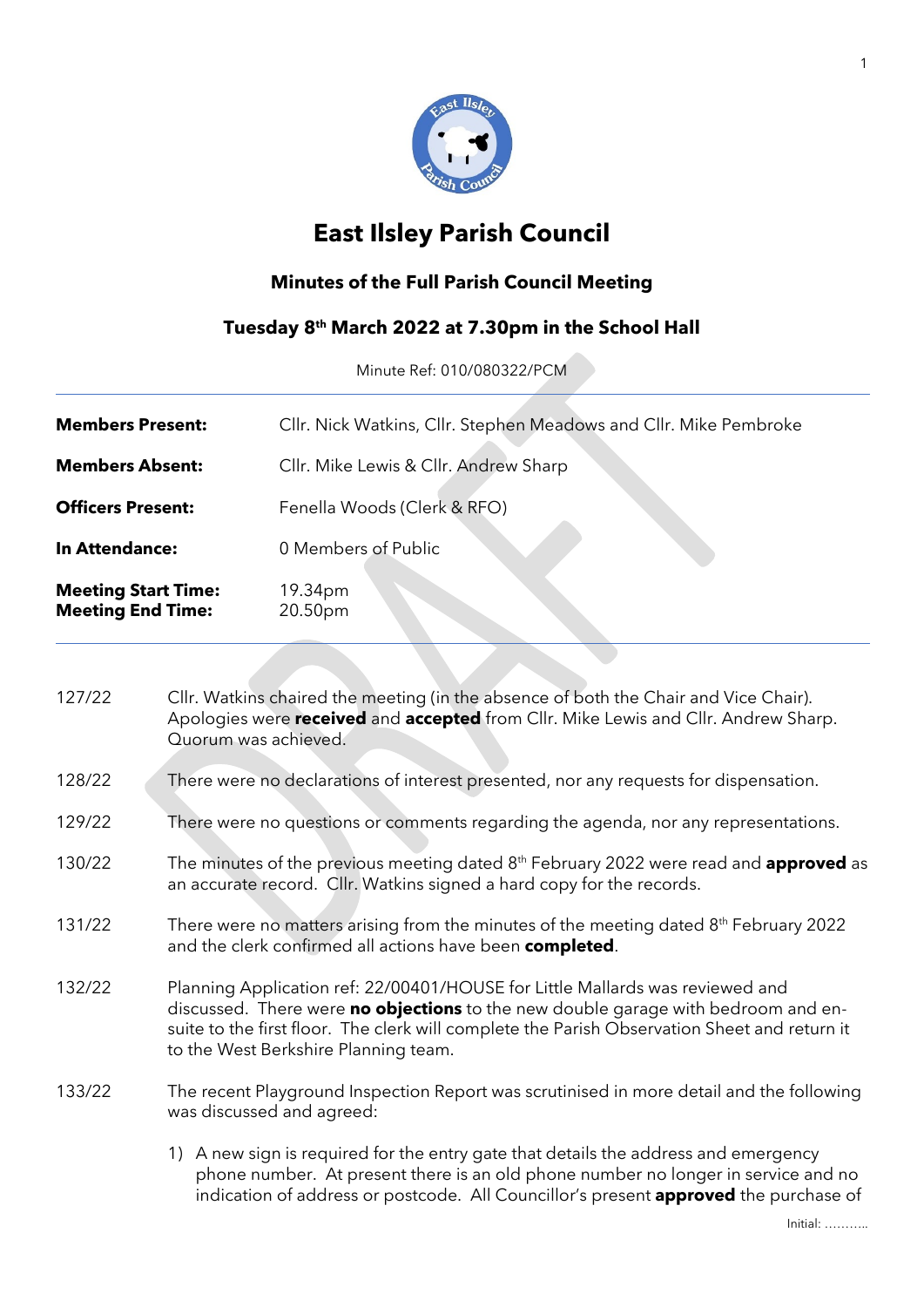# East Ilsley Parish Council

## Minutes of the Full Parish Council Meeting

### Tuesday 8th March 2022 at 7.30pm in the School Hall

Minute Ref: 010/080322/PCM

| | |
|---|---|
| **Members Present:** | Cllr. Nick Watkins, Cllr. Stephen Meadows and Cllr. Mike Pembroke |
| **Members Absent:** | Cllr. Mike Lewis & Cllr. Andrew Sharp |
| **Officers Present:** | Fenella Woods (Clerk & RFO) |
| **In Attendance:** | 0 Members of Public |
| **Meeting Start Time:** **Meeting End Time:** | 19.34pm 20.50pm |

127/22 Cllr. Watkins chaired the meeting (in the absence of both the Chair and Vice Chair). Apologies were **received** and **accepted** from Cllr. Mike Lewis and Cllr. Andrew Sharp. Quorum was achieved.

128/22 There were no declarations of interest presented, nor any requests for dispensation.

129/22 There were no questions or comments regarding the agenda, nor any representations.

130/22 The minutes of the previous meeting dated 8th February 2022 were read and **approved** as an accurate record. Cllr. Watkins signed a hard copy for the records.

131/22 There were no matters arising from the minutes of the meeting dated 8th February 2022 and the clerk confirmed all actions have been **completed**.

132/22 Planning Application ref: 22/00401/HOUSE for Little Mallards was reviewed and discussed. There were **no objections** to the new double garage with bedroom and en-suite to the first floor. The clerk will complete the Parish Observation Sheet and return it to the West Berkshire Planning team.

133/22 The recent Playground Inspection Report was scrutinised in more detail and the following was discussed and agreed:

1) A new sign is required for the entry gate that details the address and emergency phone number. At present there is an old phone number no longer in service and no indication of address or postcode. All Councillor's present **approved** the purchase of

Initial: ………..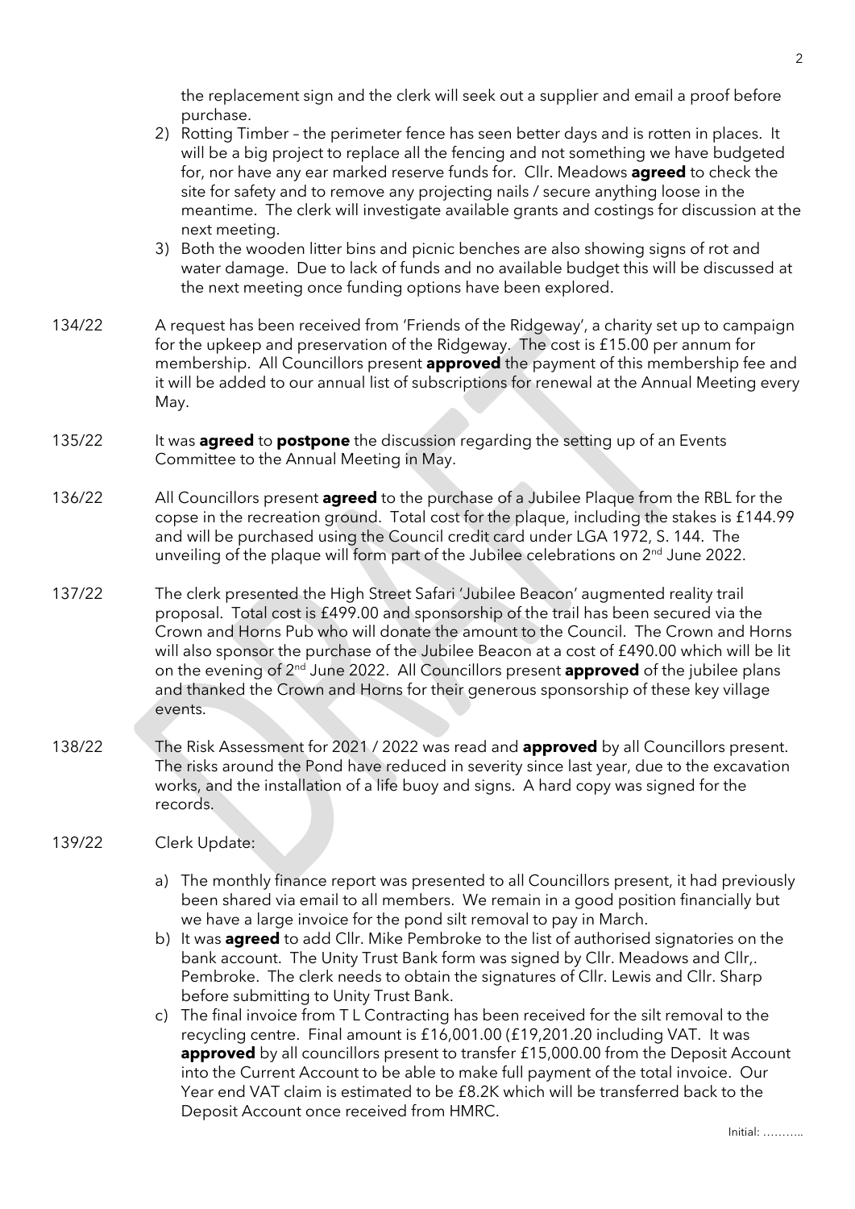the replacement sign and the clerk will seek out a supplier and email a proof before purchase.

2) Rotting Timber – the perimeter fence has seen better days and is rotten in places. It will be a big project to replace all the fencing and not something we have budgeted for, nor have any ear marked reserve funds for. Cllr. Meadows **agreed** to check the site for safety and to remove any projecting nails / secure anything loose in the meantime. The clerk will investigate available grants and costings for discussion at the next meeting.
3) Both the wooden litter bins and picnic benches are also showing signs of rot and water damage. Due to lack of funds and no available budget this will be discussed at the next meeting once funding options have been explored.

134/22 A request has been received from 'Friends of the Ridgeway', a charity set up to campaign for the upkeep and preservation of the Ridgeway. The cost is £15.00 per annum for membership. All Councillors present **approved** the payment of this membership fee and it will be added to our annual list of subscriptions for renewal at the Annual Meeting every May.

135/22 It was **agreed** to **postpone** the discussion regarding the setting up of an Events Committee to the Annual Meeting in May.

136/22 All Councillors present **agreed** to the purchase of a Jubilee Plaque from the RBL for the copse in the recreation ground. Total cost for the plaque, including the stakes is £144.99 and will be purchased using the Council credit card under LGA 1972, S. 144. The unveiling of the plaque will form part of the Jubilee celebrations on 2nd June 2022.

137/22 The clerk presented the High Street Safari 'Jubilee Beacon' augmented reality trail proposal. Total cost is £499.00 and sponsorship of the trail has been secured via the Crown and Horns Pub who will donate the amount to the Council. The Crown and Horns will also sponsor the purchase of the Jubilee Beacon at a cost of £490.00 which will be lit on the evening of 2nd June 2022. All Councillors present **approved** of the jubilee plans and thanked the Crown and Horns for their generous sponsorship of these key village events.

138/22 The Risk Assessment for 2021 / 2022 was read and **approved** by all Councillors present. The risks around the Pond have reduced in severity since last year, due to the excavation works, and the installation of a life buoy and signs. A hard copy was signed for the records.

139/22 Clerk Update:

a) The monthly finance report was presented to all Councillors present, it had previously been shared via email to all members. We remain in a good position financially but we have a large invoice for the pond silt removal to pay in March.
b) It was **agreed** to add Cllr. Mike Pembroke to the list of authorised signatories on the bank account. The Unity Trust Bank form was signed by Cllr. Meadows and Cllr,. Pembroke. The clerk needs to obtain the signatures of Cllr. Lewis and Cllr. Sharp before submitting to Unity Trust Bank.
c) The final invoice from T L Contracting has been received for the silt removal to the recycling centre. Final amount is £16,001.00 (£19,201.20 including VAT. It was **approved** by all councillors present to transfer £15,000.00 from the Deposit Account into the Current Account to be able to make full payment of the total invoice. Our Year end VAT claim is estimated to be £8.2K which will be transferred back to the Deposit Account once received from HMRC.

Initial: ………..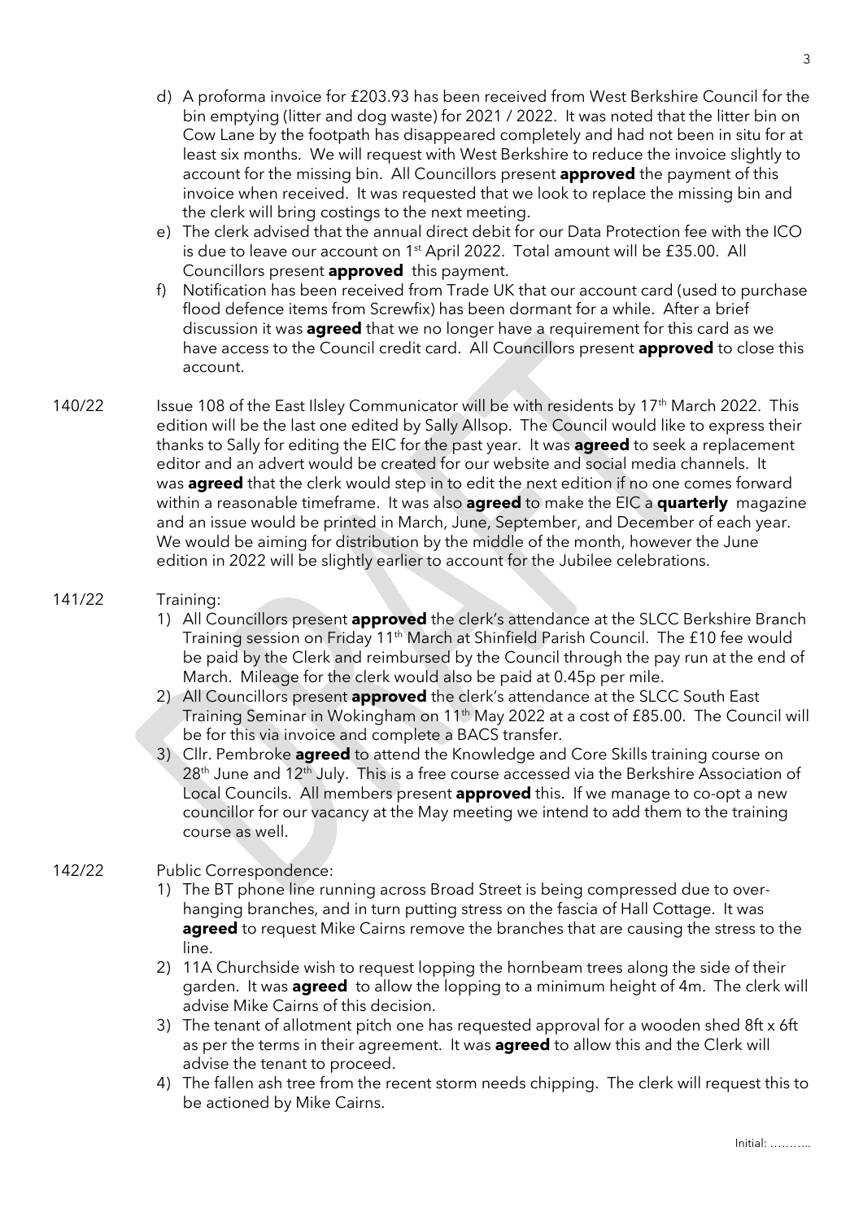d) A proforma invoice for £203.93 has been received from West Berkshire Council for the bin emptying (litter and dog waste) for 2021 / 2022. It was noted that the litter bin on Cow Lane by the footpath has disappeared completely and had not been in situ for at least six months. We will request with West Berkshire to reduce the invoice slightly to account for the missing bin. All Councillors present **approved** the payment of this invoice when received. It was requested that we look to replace the missing bin and the clerk will bring costings to the next meeting.

e) The clerk advised that the annual direct debit for our Data Protection fee with the ICO is due to leave our account on 1st April 2022. Total amount will be £35.00. All Councillors present **approved** this payment.

f) Notification has been received from Trade UK that our account card (used to purchase flood defence items from Screwfix) has been dormant for a while. After a brief discussion it was **agreed** that we no longer have a requirement for this card as we have access to the Council credit card. All Councillors present **approved** to close this account.

140/22 Issue 108 of the East Ilsley Communicator will be with residents by 17th March 2022. This edition will be the last one edited by Sally Allsop. The Council would like to express their thanks to Sally for editing the EIC for the past year. It was **agreed** to seek a replacement editor and an advert would be created for our website and social media channels. It was **agreed** that the clerk would step in to edit the next edition if no one comes forward within a reasonable timeframe. It was also **agreed** to make the EIC a **quarterly** magazine and an issue would be printed in March, June, September, and December of each year. We would be aiming for distribution by the middle of the month, however the June edition in 2022 will be slightly earlier to account for the Jubilee celebrations.

141/22 Training:

1) All Councillors present **approved** the clerk's attendance at the SLCC Berkshire Branch Training session on Friday 11th March at Shinfield Parish Council. The £10 fee would be paid by the Clerk and reimbursed by the Council through the pay run at the end of March. Mileage for the clerk would also be paid at 0.45p per mile.
2) All Councillors present **approved** the clerk's attendance at the SLCC South East Training Seminar in Wokingham on 11th May 2022 at a cost of £85.00. The Council will be for this via invoice and complete a BACS transfer.
3) Cllr. Pembroke **agreed** to attend the Knowledge and Core Skills training course on 28th June and 12th July. This is a free course accessed via the Berkshire Association of Local Councils. All members present **approved** this. If we manage to co-opt a new councillor for our vacancy at the May meeting we intend to add them to the training course as well.

142/22 Public Correspondence:

1) The BT phone line running across Broad Street is being compressed due to over-hanging branches, and in turn putting stress on the fascia of Hall Cottage. It was **agreed** to request Mike Cairns remove the branches that are causing the stress to the line.
2) 11A Churchside wish to request lopping the hornbeam trees along the side of their garden. It was **agreed** to allow the lopping to a minimum height of 4m. The clerk will advise Mike Cairns of this decision.
3) The tenant of allotment pitch one has requested approval for a wooden shed 8ft x 6ft as per the terms in their agreement. It was **agreed** to allow this and the Clerk will advise the tenant to proceed.
4) The fallen ash tree from the recent storm needs chipping. The clerk will request this to be actioned by Mike Cairns.

Initial: ………..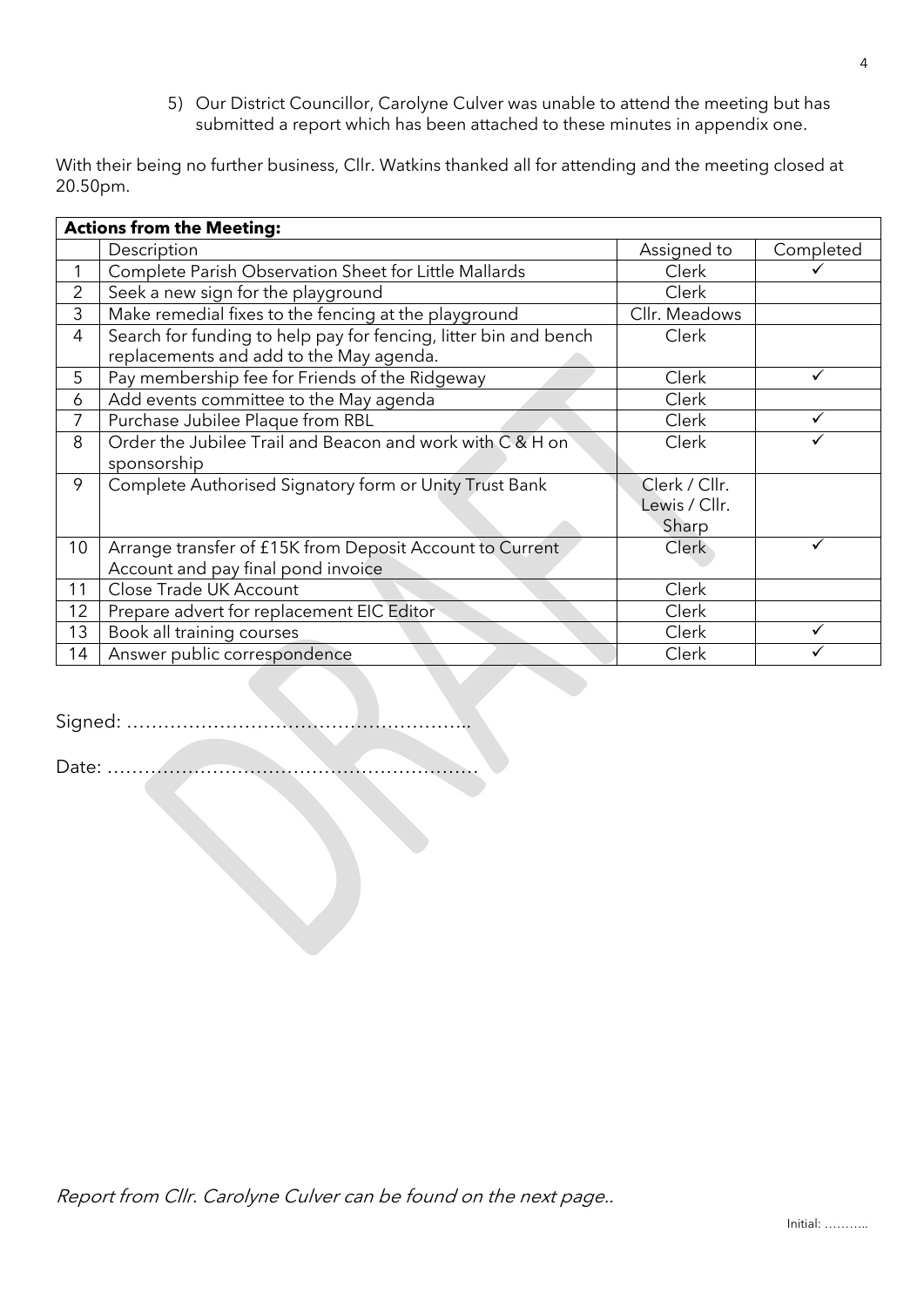5) Our District Councillor, Carolyne Culver was unable to attend the meeting but has submitted a report which has been attached to these minutes in appendix one.

With their being no further business, Cllr. Watkins thanked all for attending and the meeting closed at 20.50pm.

| **Actions from the Meeting:** | | | |
|---|---|---|---|
| | Description | Assigned to | Completed |
| 1 | Complete Parish Observation Sheet for Little Mallards | Clerk | ✓ |
| 2 | Seek a new sign for the playground | Clerk | |
| 3 | Make remedial fixes to the fencing at the playground | Cllr. Meadows | |
| 4 | Search for funding to help pay for fencing, litter bin and bench replacements and add to the May agenda. | Clerk | |
| 5 | Pay membership fee for Friends of the Ridgeway | Clerk | ✓ |
| 6 | Add events committee to the May agenda | Clerk | |
| 7 | Purchase Jubilee Plaque from RBL | Clerk | ✓ |
| 8 | Order the Jubilee Trail and Beacon and work with C & H on sponsorship | Clerk | ✓ |
| 9 | Complete Authorised Signatory form or Unity Trust Bank | Clerk / Cllr. Lewis / Cllr. Sharp | |
| 10 | Arrange transfer of £15K from Deposit Account to Current Account and pay final pond invoice | Clerk | ✓ |
| 11 | Close Trade UK Account | Clerk | |
| 12 | Prepare advert for replacement EIC Editor | Clerk | |
| 13 | Book all training courses | Clerk | ✓ |
| 14 | Answer public correspondence | Clerk | ✓ |

Signed: ………………………………………………..

Date: ……………………………………………………

*Report from Cllr. Carolyne Culver can be found on the next page..*

Initial: ………..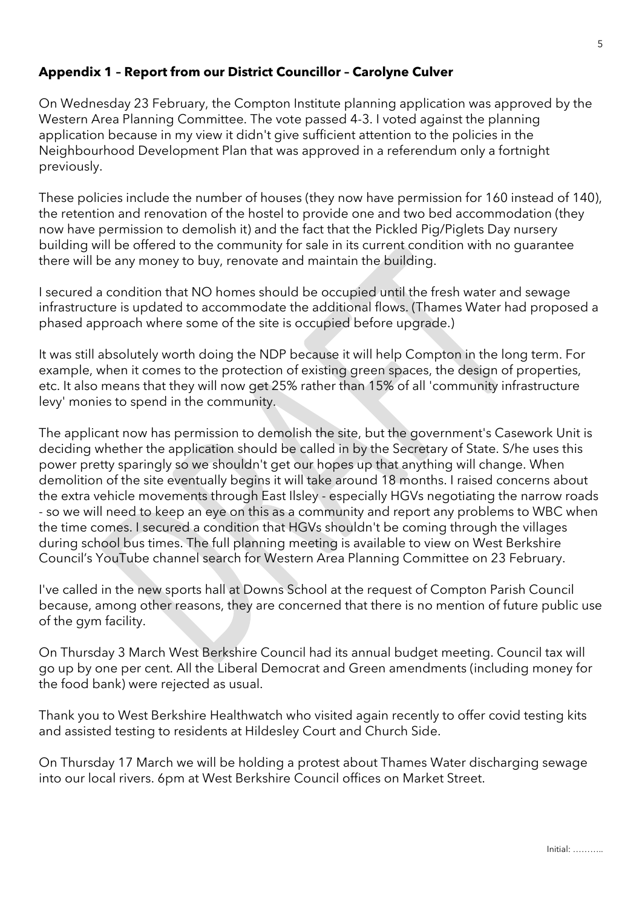**Appendix 1 – Report from our District Councillor – Carolyne Culver**

On Wednesday 23 February, the Compton Institute planning application was approved by the Western Area Planning Committee. The vote passed 4-3. I voted against the planning application because in my view it didn't give sufficient attention to the policies in the Neighbourhood Development Plan that was approved in a referendum only a fortnight previously.

These policies include the number of houses (they now have permission for 160 instead of 140), the retention and renovation of the hostel to provide one and two bed accommodation (they now have permission to demolish it) and the fact that the Pickled Pig/Piglets Day nursery building will be offered to the community for sale in its current condition with no guarantee there will be any money to buy, renovate and maintain the building.

I secured a condition that NO homes should be occupied until the fresh water and sewage infrastructure is updated to accommodate the additional flows. (Thames Water had proposed a phased approach where some of the site is occupied before upgrade.)

It was still absolutely worth doing the NDP because it will help Compton in the long term. For example, when it comes to the protection of existing green spaces, the design of properties, etc. It also means that they will now get 25% rather than 15% of all 'community infrastructure levy' monies to spend in the community.

The applicant now has permission to demolish the site, but the government's Casework Unit is deciding whether the application should be called in by the Secretary of State. S/he uses this power pretty sparingly so we shouldn't get our hopes up that anything will change. When demolition of the site eventually begins it will take around 18 months. I raised concerns about the extra vehicle movements through East Ilsley - especially HGVs negotiating the narrow roads - so we will need to keep an eye on this as a community and report any problems to WBC when the time comes. I secured a condition that HGVs shouldn't be coming through the villages during school bus times. The full planning meeting is available to view on West Berkshire Council's YouTube channel search for Western Area Planning Committee on 23 February.

I've called in the new sports hall at Downs School at the request of Compton Parish Council because, among other reasons, they are concerned that there is no mention of future public use of the gym facility.

On Thursday 3 March West Berkshire Council had its annual budget meeting. Council tax will go up by one per cent. All the Liberal Democrat and Green amendments (including money for the food bank) were rejected as usual.

Thank you to West Berkshire Healthwatch who visited again recently to offer covid testing kits and assisted testing to residents at Hildesley Court and Church Side.

On Thursday 17 March we will be holding a protest about Thames Water discharging sewage into our local rivers. 6pm at West Berkshire Council offices on Market Street.

Initial: ………..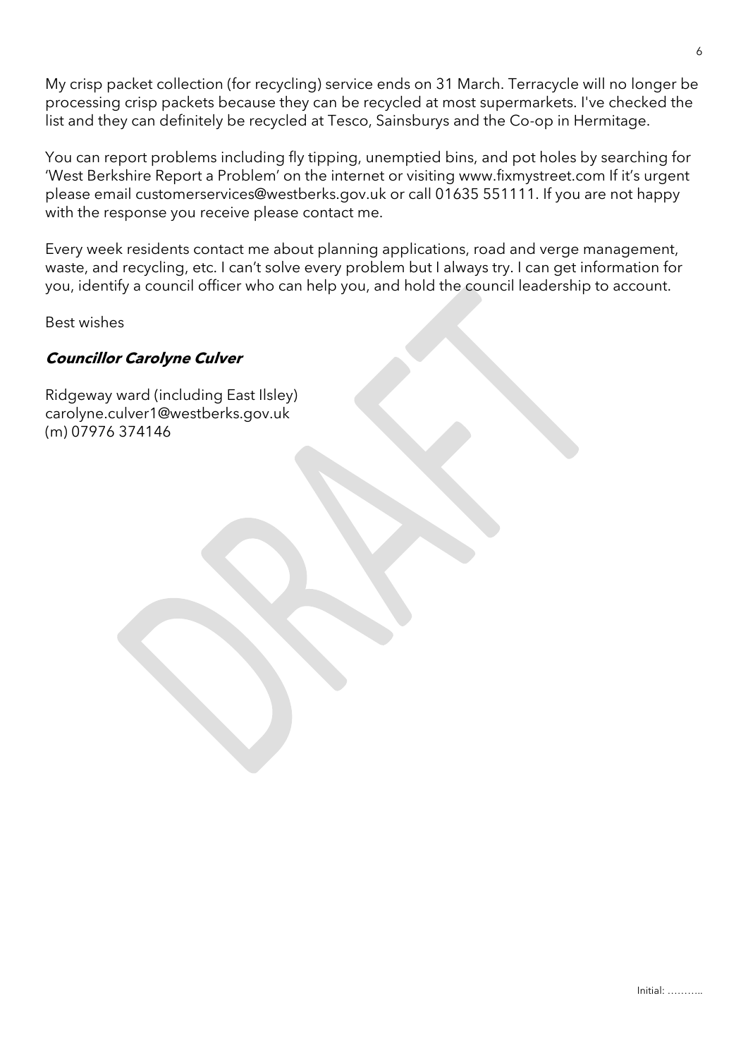My crisp packet collection (for recycling) service ends on 31 March. Terracycle will no longer be processing crisp packets because they can be recycled at most supermarkets. I've checked the list and they can definitely be recycled at Tesco, Sainsburys and the Co-op in Hermitage.

You can report problems including fly tipping, unemptied bins, and pot holes by searching for 'West Berkshire Report a Problem' on the internet or visiting www.fixmystreet.com If it's urgent please email customerservices@westberks.gov.uk or call 01635 551111. If you are not happy with the response you receive please contact me.

Every week residents contact me about planning applications, road and verge management, waste, and recycling, etc. I can't solve every problem but I always try. I can get information for you, identify a council officer who can help you, and hold the council leadership to account.

Best wishes

***Councillor Carolyne Culver***

Ridgeway ward (including East Ilsley)
carolyne.culver1@westberks.gov.uk
(m) 07976 374146

Initial: ………..